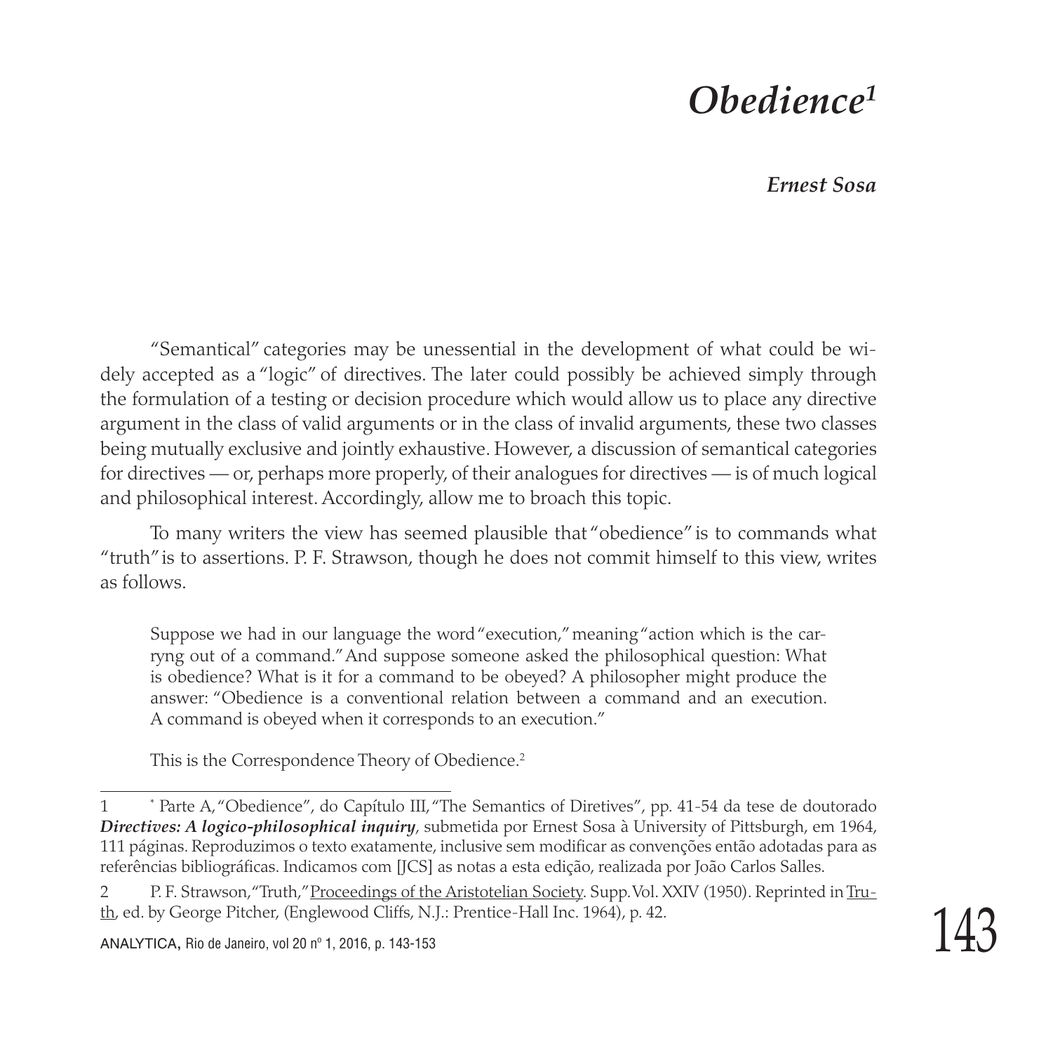# *Obedience*[1]

***Ernest Sosa***

"Semantical" categories may be unessential in the development of what could be widely accepted as a "logic" of directives. The later could possibly be achieved simply through the formulation of a testing or decision procedure which would allow us to place any directive argument in the class of valid arguments or in the class of invalid arguments, these two classes being mutually exclusive and jointly exhaustive. However, a discussion of semantical categories for directives — or, perhaps more properly, of their analogues for directives — is of much logical and philosophical interest. Accordingly, allow me to broach this topic.

To many writers the view has seemed plausible that "obedience" is to commands what "truth" is to assertions. P. F. Strawson, though he does not commit himself to this view, writes as follows.

> Suppose we had in our language the word "execution," meaning "action which is the carryng out of a command." And suppose someone asked the philosophical question: What is obedience? What is it for a command to be obeyed? A philosopher might produce the answer: "Obedience is a conventional relation between a command and an execution. A command is obeyed when it corresponds to an execution."
>
> This is the Correspondence Theory of Obedience.[2]

---

1 * Parte A, "Obedience", do Capítulo III, "The Semantics of Diretives", pp. 41-54 da tese de doutorado ***Directives: A logico-philosophical inquiry***, submetida por Ernest Sosa à University of Pittsburgh, em 1964, 111 páginas. Reproduzimos o texto exatamente, inclusive sem modificar as convenções então adotadas para as referências bibliográficas. Indicamos com [JCS] as notas a esta edição, realizada por João Carlos Salles.

2 P. F. Strawson, "Truth," Proceedings of the Aristotelian Society. Supp. Vol. XXIV (1950). Reprinted in Truth, ed. by George Pitcher, (Englewood Cliffs, N.J.: Prentice-Hall Inc. 1964), p. 42.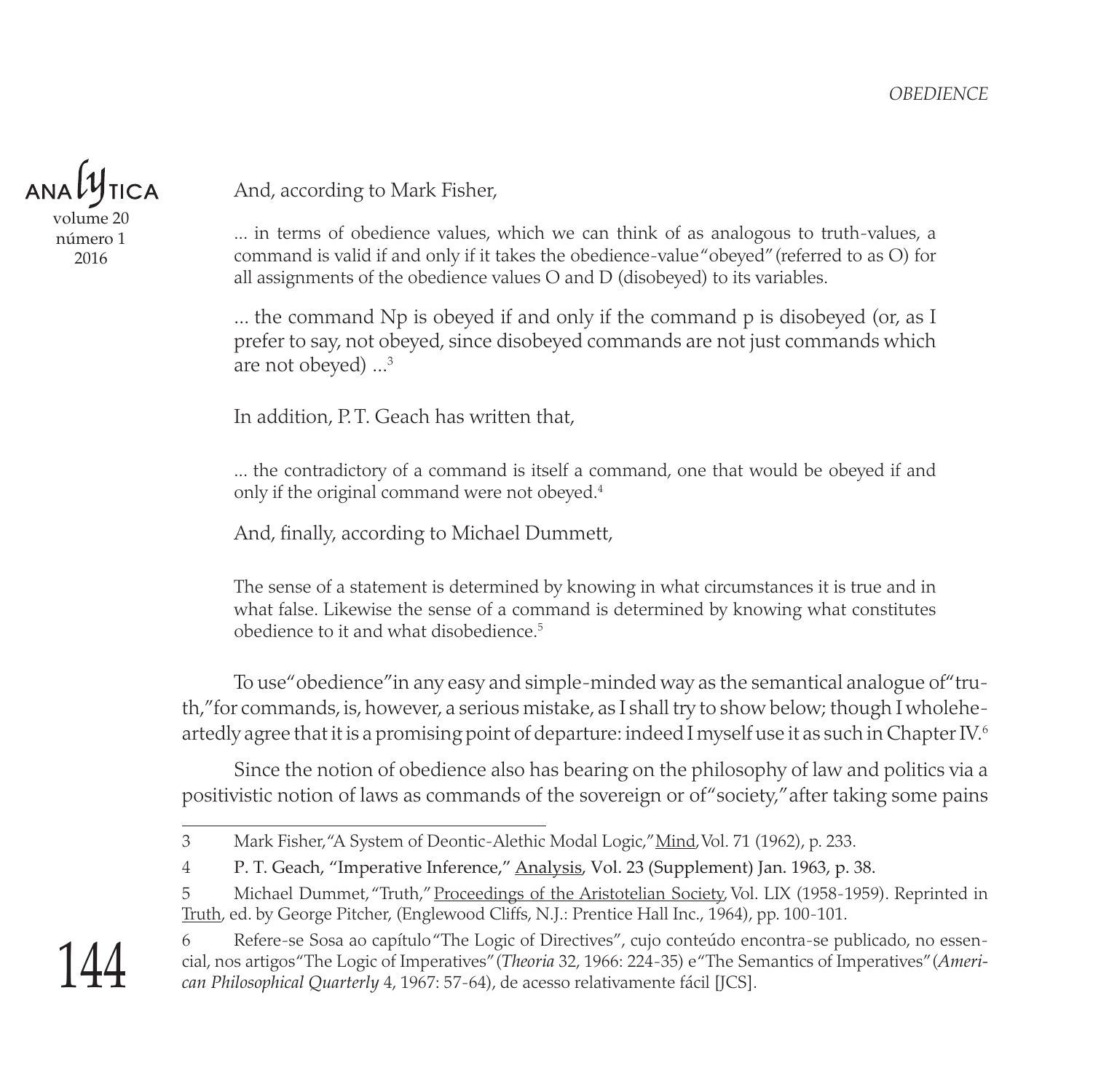And, according to Mark Fisher,

> ... in terms of obedience values, which we can think of as analogous to truth-values, a command is valid if and only if it takes the obedience-value "obeyed" (referred to as O) for all assignments of the obedience values O and D (disobeyed) to its variables.
>
> ... the command Np is obeyed if and only if the command p is disobeyed (or, as I prefer to say, not obeyed, since disobeyed commands are not just commands which are not obeyed) ...[3]

In addition, P. T. Geach has written that,

> ... the contradictory of a command is itself a command, one that would be obeyed if and only if the original command were not obeyed.[4]

And, finally, according to Michael Dummett,

> The sense of a statement is determined by knowing in what circumstances it is true and in what false. Likewise the sense of a command is determined by knowing what constitutes obedience to it and what disobedience.[5]

To use "obedience" in any easy and simple-minded way as the semantical analogue of "truth," for commands, is, however, a serious mistake, as I shall try to show below; though I wholeheartedly agree that it is a promising point of departure: indeed I myself use it as such in Chapter IV.[6]

Since the notion of obedience also has bearing on the philosophy of law and politics via a positivistic notion of laws as commands of the sovereign or of "society," after taking some pains

---

3 Mark Fisher, "A System of Deontic-Alethic Modal Logic," Mind, Vol. 71 (1962), p. 233.

4 P. T. Geach, "Imperative Inference," Analysis, Vol. 23 (Supplement) Jan. 1963, p. 38.

5 Michael Dummet, "Truth," Proceedings of the Aristotelian Society, Vol. LIX (1958-1959). Reprinted in Truth, ed. by George Pitcher, (Englewood Cliffs, N.J.: Prentice Hall Inc., 1964), pp. 100-101.

6 Refere-se Sosa ao capítulo "The Logic of Directives", cujo conteúdo encontra-se publicado, no essencial, nos artigos "The Logic of Imperatives" (*Theoria* 32, 1966: 224-35) e "The Semantics of Imperatives" (*American Philosophical Quarterly* 4, 1967: 57-64), de acesso relativamente fácil [JCS].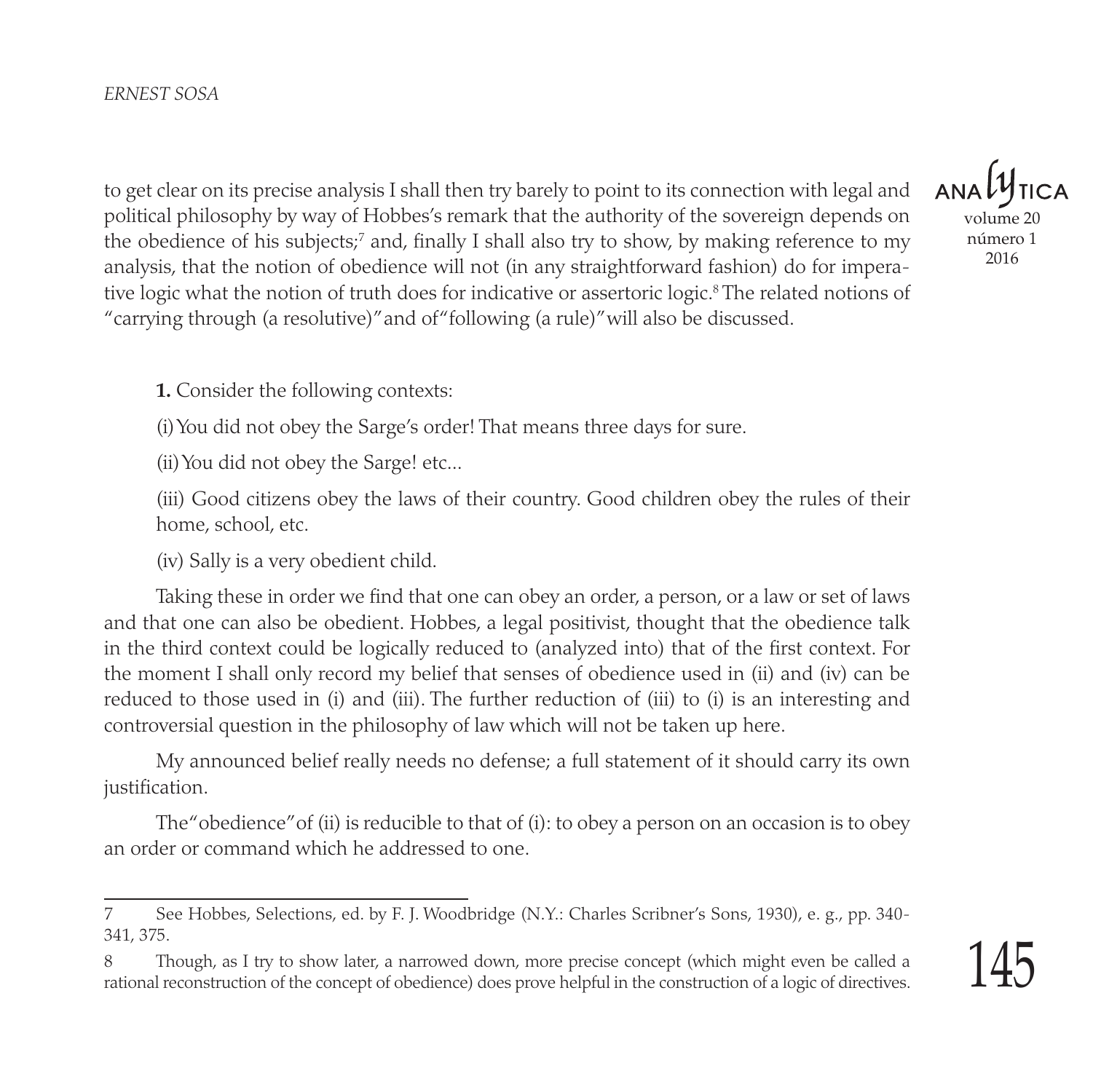to get clear on its precise analysis I shall then try barely to point to its connection with legal and political philosophy by way of Hobbes's remark that the authority of the sovereign depends on the obedience of his subjects;[7] and, finally I shall also try to show, by making reference to my analysis, that the notion of obedience will not (in any straightforward fashion) do for imperative logic what the notion of truth does for indicative or assertoric logic.[8] The related notions of "carrying through (a resolutive)" and of "following (a rule)" will also be discussed.

**1.** Consider the following contexts:

(i) You did not obey the Sarge's order! That means three days for sure.

(ii) You did not obey the Sarge! etc...

(iii) Good citizens obey the laws of their country. Good children obey the rules of their home, school, etc.

(iv) Sally is a very obedient child.

Taking these in order we find that one can obey an order, a person, or a law or set of laws and that one can also be obedient. Hobbes, a legal positivist, thought that the obedience talk in the third context could be logically reduced to (analyzed into) that of the first context. For the moment I shall only record my belief that senses of obedience used in (ii) and (iv) can be reduced to those used in (i) and (iii). The further reduction of (iii) to (i) is an interesting and controversial question in the philosophy of law which will not be taken up here.

My announced belief really needs no defense; a full statement of it should carry its own justification.

The "obedience" of (ii) is reducible to that of (i): to obey a person on an occasion is to obey an order or command which he addressed to one.

---

7 See Hobbes, Selections, ed. by F. J. Woodbridge (N.Y.: Charles Scribner's Sons, 1930), e. g., pp. 340-341, 375.

8 Though, as I try to show later, a narrowed down, more precise concept (which might even be called a rational reconstruction of the concept of obedience) does prove helpful in the construction of a logic of directives.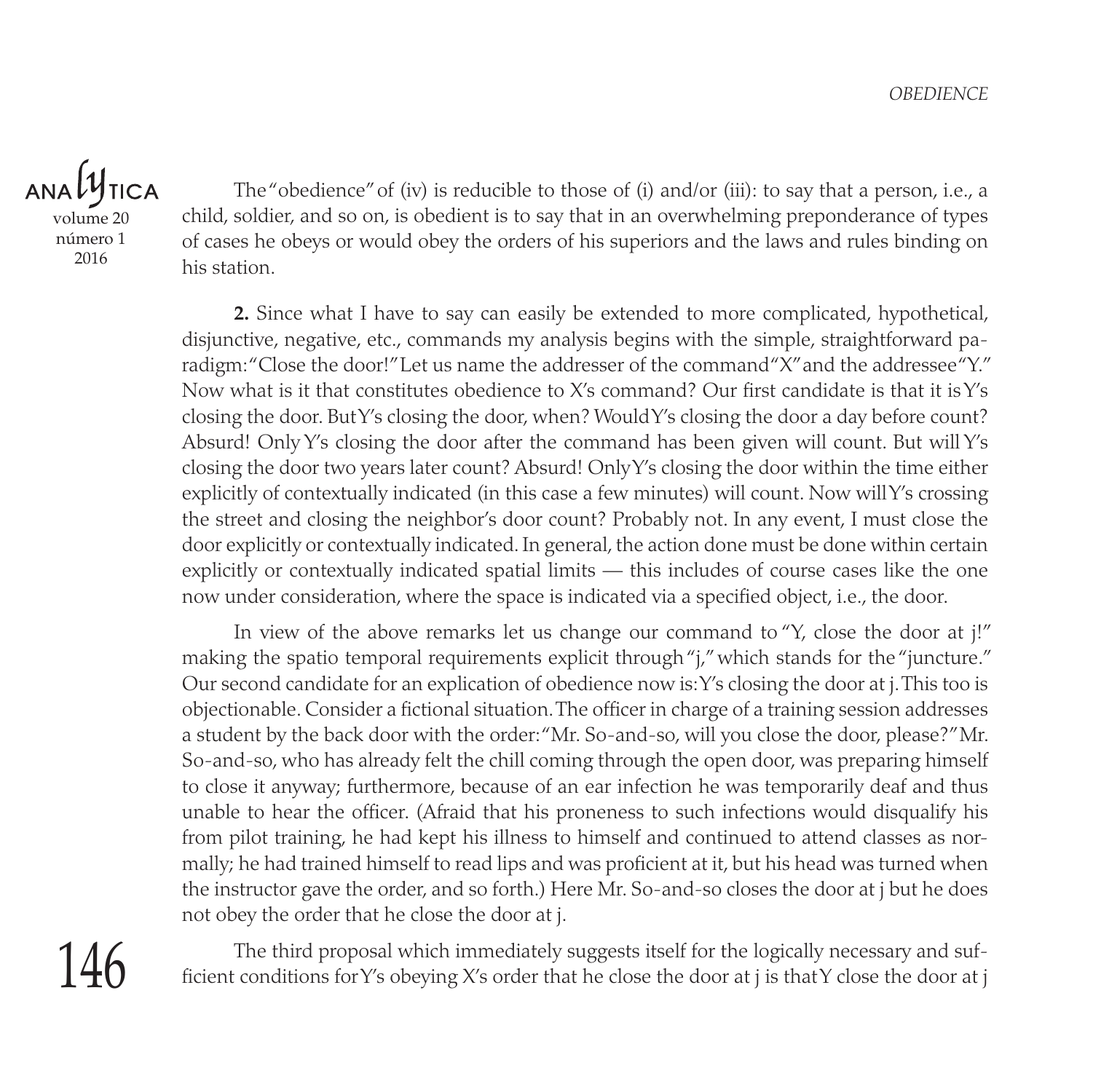The "obedience" of (iv) is reducible to those of (i) and/or (iii): to say that a person, i.e., a child, soldier, and so on, is obedient is to say that in an overwhelming preponderance of types of cases he obeys or would obey the orders of his superiors and the laws and rules binding on his station.

**2.** Since what I have to say can easily be extended to more complicated, hypothetical, disjunctive, negative, etc., commands my analysis begins with the simple, straightforward paradigm: "Close the door!" Let us name the addresser of the command "X" and the addressee "Y." Now what is it that constitutes obedience to X's command? Our first candidate is that it is Y's closing the door. But Y's closing the door, when? Would Y's closing the door a day before count? Absurd! Only Y's closing the door after the command has been given will count. But will Y's closing the door two years later count? Absurd! Only Y's closing the door within the time either explicitly of contextually indicated (in this case a few minutes) will count. Now will Y's crossing the street and closing the neighbor's door count? Probably not. In any event, I must close the door explicitly or contextually indicated. In general, the action done must be done within certain explicitly or contextually indicated spatial limits — this includes of course cases like the one now under consideration, where the space is indicated via a specified object, i.e., the door.

In view of the above remarks let us change our command to "Y, close the door at j!" making the spatio temporal requirements explicit through "j," which stands for the "juncture." Our second candidate for an explication of obedience now is: Y's closing the door at j. This too is objectionable. Consider a fictional situation. The officer in charge of a training session addresses a student by the back door with the order: "Mr. So-and-so, will you close the door, please?" Mr. So-and-so, who has already felt the chill coming through the open door, was preparing himself to close it anyway; furthermore, because of an ear infection he was temporarily deaf and thus unable to hear the officer. (Afraid that his proneness to such infections would disqualify his from pilot training, he had kept his illness to himself and continued to attend classes as normally; he had trained himself to read lips and was proficient at it, but his head was turned when the instructor gave the order, and so forth.) Here Mr. So-and-so closes the door at j but he does not obey the order that he close the door at j.

The third proposal which immediately suggests itself for the logically necessary and sufficient conditions for Y's obeying X's order that he close the door at j is that Y close the door at j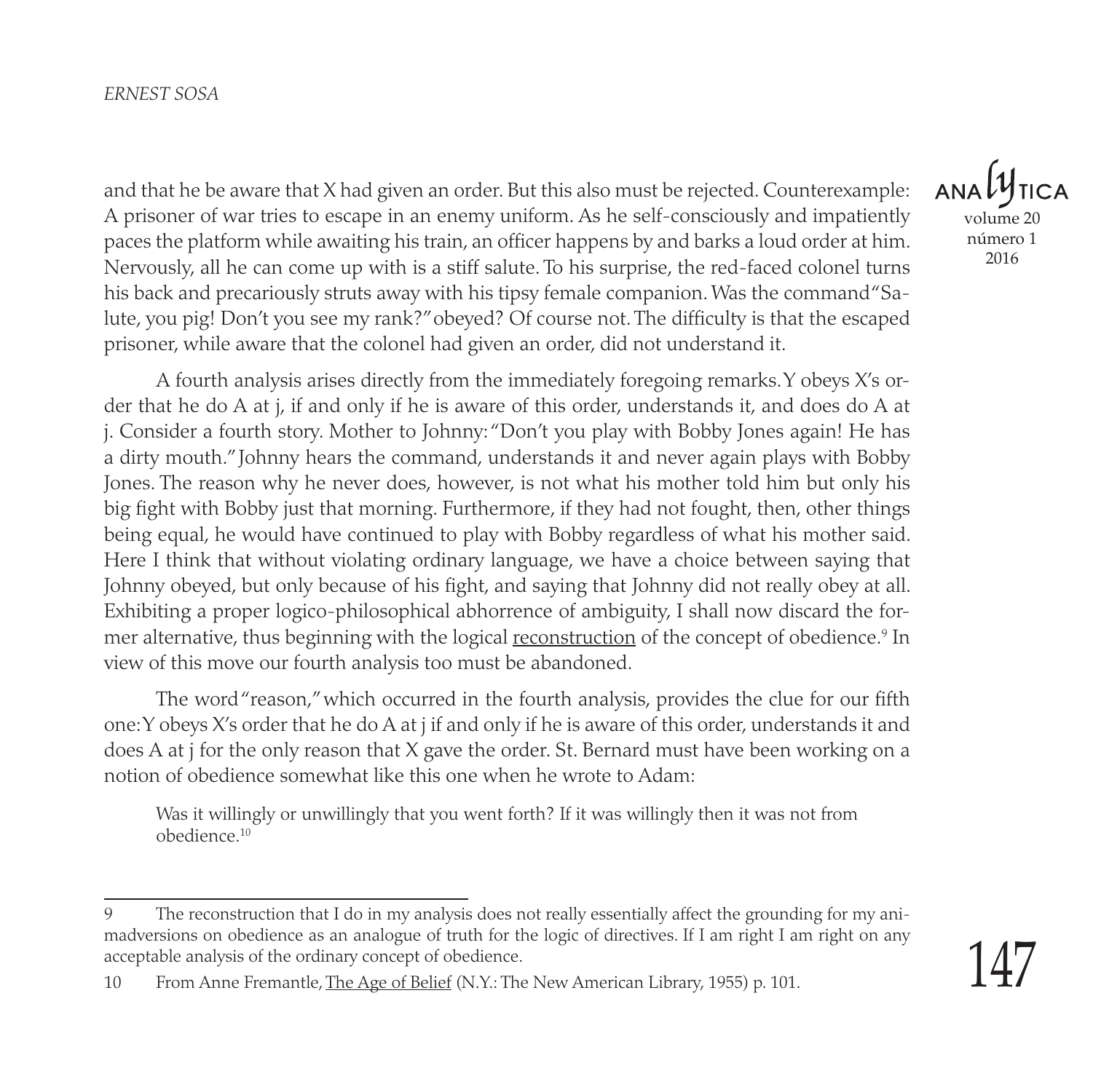and that he be aware that X had given an order. But this also must be rejected. Counterexample: A prisoner of war tries to escape in an enemy uniform. As he self-consciously and impatiently paces the platform while awaiting his train, an officer happens by and barks a loud order at him. Nervously, all he can come up with is a stiff salute. To his surprise, the red-faced colonel turns his back and precariously struts away with his tipsy female companion. Was the command "Salute, you pig! Don't you see my rank?" obeyed? Of course not. The difficulty is that the escaped prisoner, while aware that the colonel had given an order, did not understand it.

A fourth analysis arises directly from the immediately foregoing remarks. Y obeys X's order that he do A at j, if and only if he is aware of this order, understands it, and does do A at j. Consider a fourth story. Mother to Johnny: "Don't you play with Bobby Jones again! He has a dirty mouth." Johnny hears the command, understands it and never again plays with Bobby Jones. The reason why he never does, however, is not what his mother told him but only his big fight with Bobby just that morning. Furthermore, if they had not fought, then, other things being equal, he would have continued to play with Bobby regardless of what his mother said. Here I think that without violating ordinary language, we have a choice between saying that Johnny obeyed, but only because of his fight, and saying that Johnny did not really obey at all. Exhibiting a proper logico-philosophical abhorrence of ambiguity, I shall now discard the former alternative, thus beginning with the logical reconstruction of the concept of obedience.[9] In view of this move our fourth analysis too must be abandoned.

The word "reason," which occurred in the fourth analysis, provides the clue for our fifth one: Y obeys X's order that he do A at j if and only if he is aware of this order, understands it and does A at j for the only reason that X gave the order. St. Bernard must have been working on a notion of obedience somewhat like this one when he wrote to Adam:

> Was it willingly or unwillingly that you went forth? If it was willingly then it was not from obedience.[10]

---

9 The reconstruction that I do in my analysis does not really essentially affect the grounding for my animadversions on obedience as an analogue of truth for the logic of directives. If I am right I am right on any acceptable analysis of the ordinary concept of obedience.

10 From Anne Fremantle, The Age of Belief (N.Y.: The New American Library, 1955) p. 101.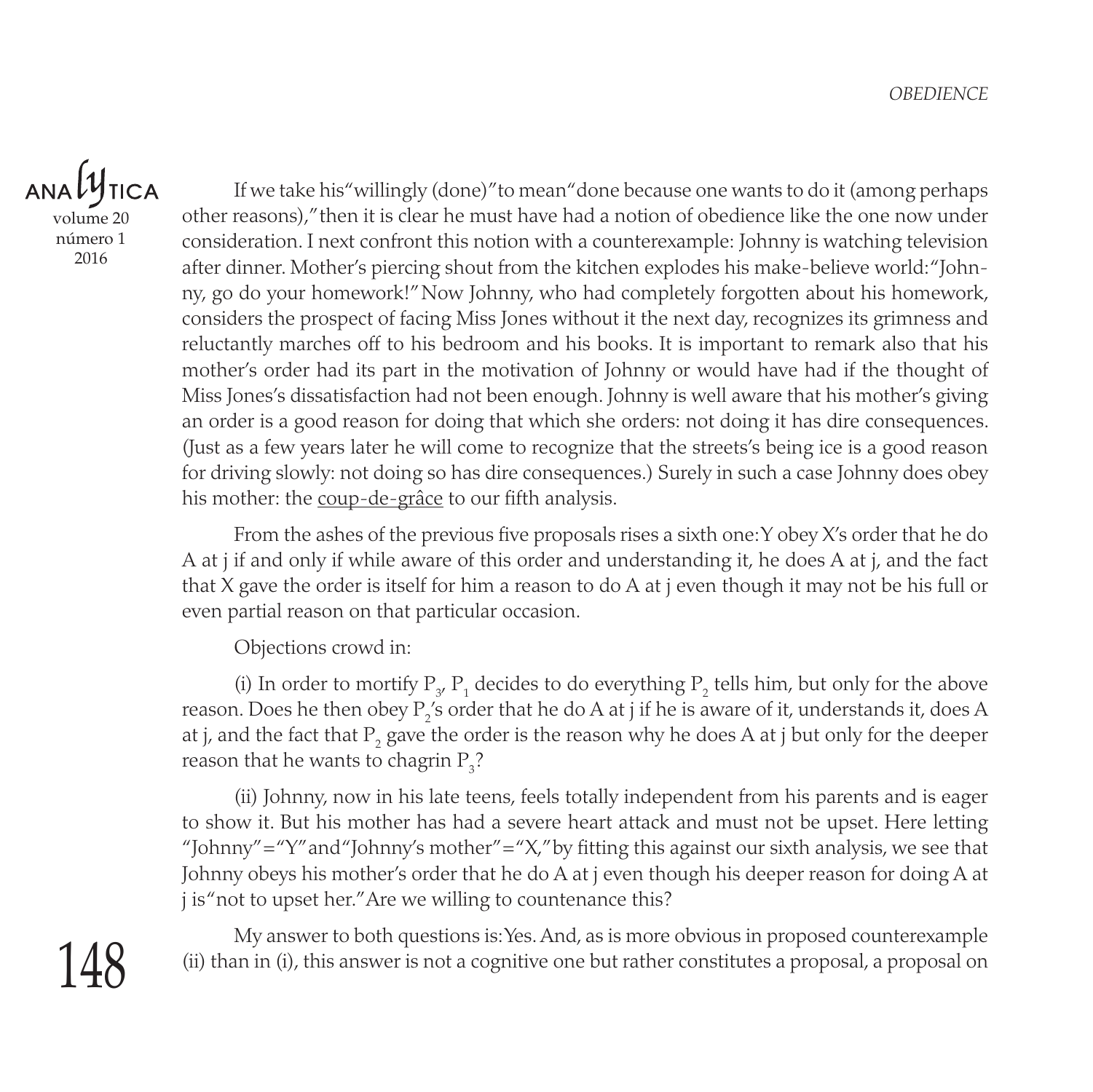If we take his "willingly (done)" to mean "done because one wants to do it (among perhaps other reasons)," then it is clear he must have had a notion of obedience like the one now under consideration. I next confront this notion with a counterexample: Johnny is watching television after dinner. Mother's piercing shout from the kitchen explodes his make-believe world: "Johnny, go do your homework!" Now Johnny, who had completely forgotten about his homework, considers the prospect of facing Miss Jones without it the next day, recognizes its grimness and reluctantly marches off to his bedroom and his books. It is important to remark also that his mother's order had its part in the motivation of Johnny or would have had if the thought of Miss Jones's dissatisfaction had not been enough. Johnny is well aware that his mother's giving an order is a good reason for doing that which she orders: not doing it has dire consequences. (Just as a few years later he will come to recognize that the streets's being ice is a good reason for driving slowly: not doing so has dire consequences.) Surely in such a case Johnny does obey his mother: the <u>coup-de-grâce</u> to our fifth analysis.

From the ashes of the previous five proposals rises a sixth one: Y obey X's order that he do A at j if and only if while aware of this order and understanding it, he does A at j, and the fact that X gave the order is itself for him a reason to do A at j even though it may not be his full or even partial reason on that particular occasion.

Objections crowd in:

(i) In order to mortify $P_3$, $P_1$ decides to do everything $P_2$ tells him, but only for the above reason. Does he then obey $P_2$'s order that he do A at j if he is aware of it, understands it, does A at j, and the fact that $P_2$ gave the order is the reason why he does A at j but only for the deeper reason that he wants to chagrin $P_3$?

(ii) Johnny, now in his late teens, feels totally independent from his parents and is eager to show it. But his mother has had a severe heart attack and must not be upset. Here letting "Johnny" = "Y" and "Johnny's mother" = "X," by fitting this against our sixth analysis, we see that Johnny obeys his mother's order that he do A at j even though his deeper reason for doing A at j is "not to upset her." Are we willing to countenance this?

My answer to both questions is: Yes. And, as is more obvious in proposed counterexample (ii) than in (i), this answer is not a cognitive one but rather constitutes a proposal, a proposal on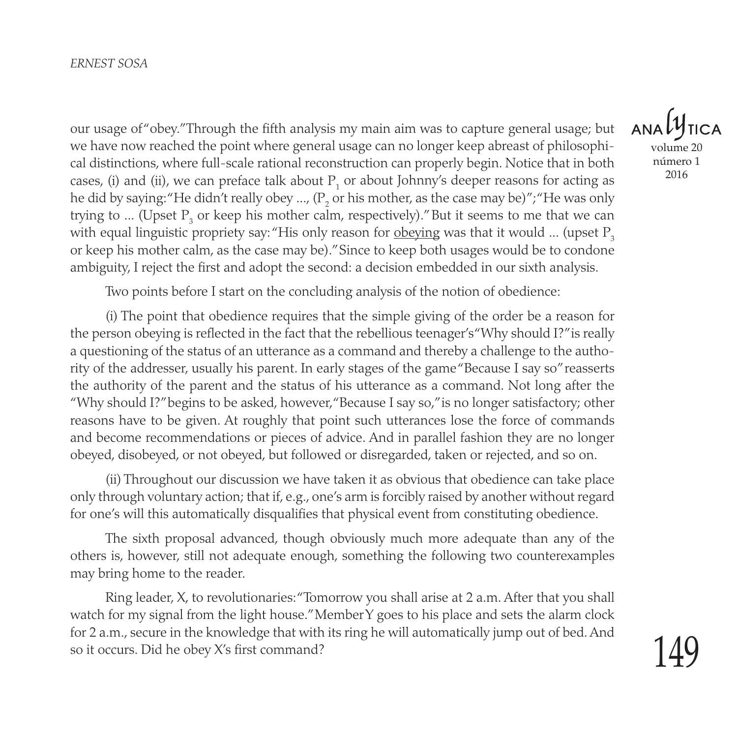our usage of "obey." Through the fifth analysis my main aim was to capture general usage; but we have now reached the point where general usage can no longer keep abreast of philosophical distinctions, where full-scale rational reconstruction can properly begin. Notice that in both cases, (i) and (ii), we can preface talk about $P_1$ or about Johnny's deeper reasons for acting as he did by saying: "He didn't really obey ..., ($P_2$ or his mother, as the case may be)"; "He was only trying to ... (Upset $P_3$ or keep his mother calm, respectively)." But it seems to me that we can with equal linguistic propriety say: "His only reason for <u>obeying</u> was that it would ... (upset $P_3$ or keep his mother calm, as the case may be)." Since to keep both usages would be to condone ambiguity, I reject the first and adopt the second: a decision embedded in our sixth analysis.

Two points before I start on the concluding analysis of the notion of obedience:

(i) The point that obedience requires that the simple giving of the order be a reason for the person obeying is reflected in the fact that the rebellious teenager's "Why should I?" is really a questioning of the status of an utterance as a command and thereby a challenge to the authority of the addresser, usually his parent. In early stages of the game "Because I say so" reasserts the authority of the parent and the status of his utterance as a command. Not long after the "Why should I?" begins to be asked, however, "Because I say so," is no longer satisfactory; other reasons have to be given. At roughly that point such utterances lose the force of commands and become recommendations or pieces of advice. And in parallel fashion they are no longer obeyed, disobeyed, or not obeyed, but followed or disregarded, taken or rejected, and so on.

(ii) Throughout our discussion we have taken it as obvious that obedience can take place only through voluntary action; that if, e.g., one's arm is forcibly raised by another without regard for one's will this automatically disqualifies that physical event from constituting obedience.

The sixth proposal advanced, though obviously much more adequate than any of the others is, however, still not adequate enough, something the following two counterexamples may bring home to the reader.

Ring leader, X, to revolutionaries: "Tomorrow you shall arise at 2 a.m. After that you shall watch for my signal from the light house." Member Y goes to his place and sets the alarm clock for 2 a.m., secure in the knowledge that with its ring he will automatically jump out of bed. And so it occurs. Did he obey X's first command?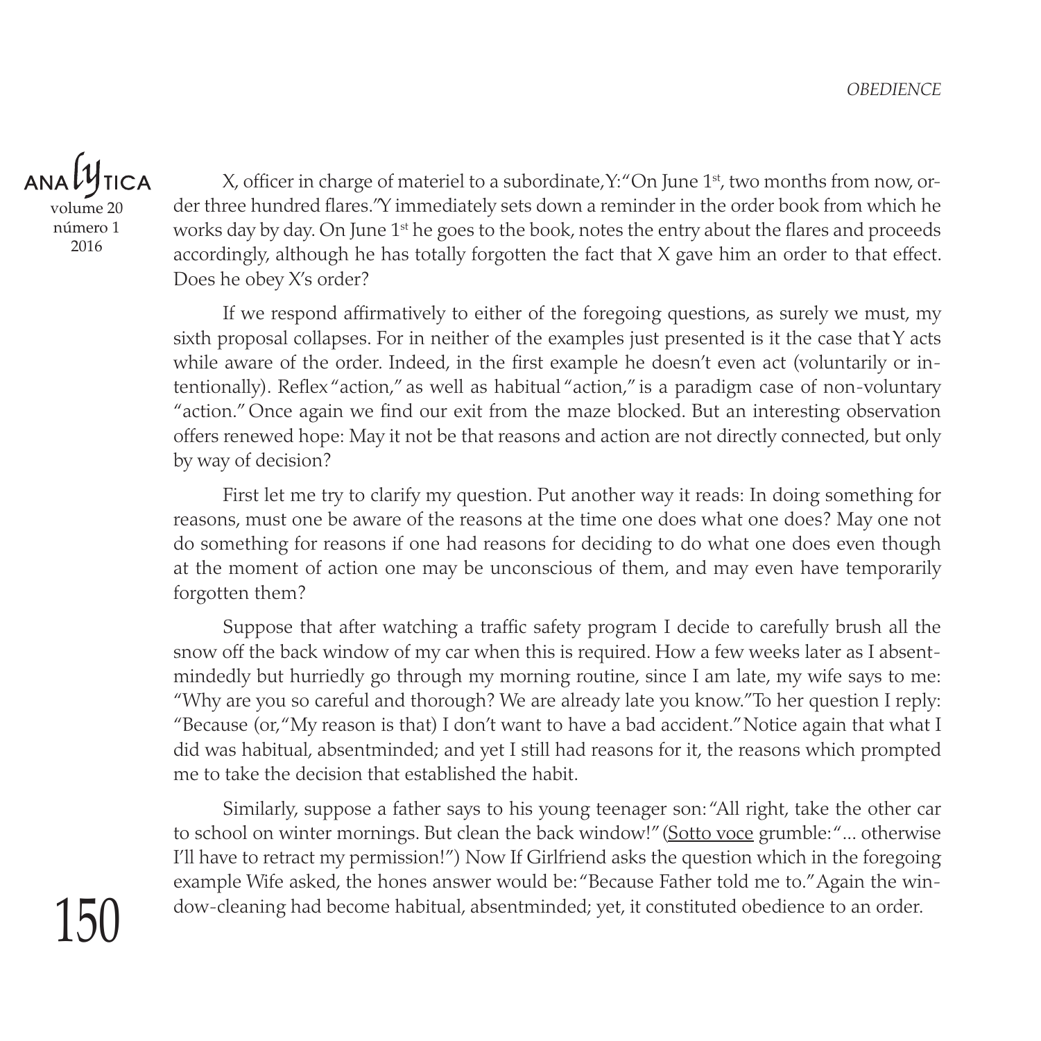X, officer in charge of materiel to a subordinate, Y: "On June 1st, two months from now, order three hundred flares." Y immediately sets down a reminder in the order book from which he works day by day. On June 1st he goes to the book, notes the entry about the flares and proceeds accordingly, although he has totally forgotten the fact that X gave him an order to that effect. Does he obey X's order?

If we respond affirmatively to either of the foregoing questions, as surely we must, my sixth proposal collapses. For in neither of the examples just presented is it the case that Y acts while aware of the order. Indeed, in the first example he doesn't even act (voluntarily or intentionally). Reflex "action," as well as habitual "action," is a paradigm case of non-voluntary "action." Once again we find our exit from the maze blocked. But an interesting observation offers renewed hope: May it not be that reasons and action are not directly connected, but only by way of decision?

First let me try to clarify my question. Put another way it reads: In doing something for reasons, must one be aware of the reasons at the time one does what one does? May one not do something for reasons if one had reasons for deciding to do what one does even though at the moment of action one may be unconscious of them, and may even have temporarily forgotten them?

Suppose that after watching a traffic safety program I decide to carefully brush all the snow off the back window of my car when this is required. How a few weeks later as I absentmindedly but hurriedly go through my morning routine, since I am late, my wife says to me: "Why are you so careful and thorough? We are already late you know." To her question I reply: "Because (or, "My reason is that) I don't want to have a bad accident." Notice again that what I did was habitual, absentminded; and yet I still had reasons for it, the reasons which prompted me to take the decision that established the habit.

Similarly, suppose a father says to his young teenager son: "All right, take the other car to school on winter mornings. But clean the back window!" (Sotto voce grumble: "... otherwise I'll have to retract my permission!") Now If Girlfriend asks the question which in the foregoing example Wife asked, the hones answer would be: "Because Father told me to." Again the window-cleaning had become habitual, absentminded; yet, it constituted obedience to an order.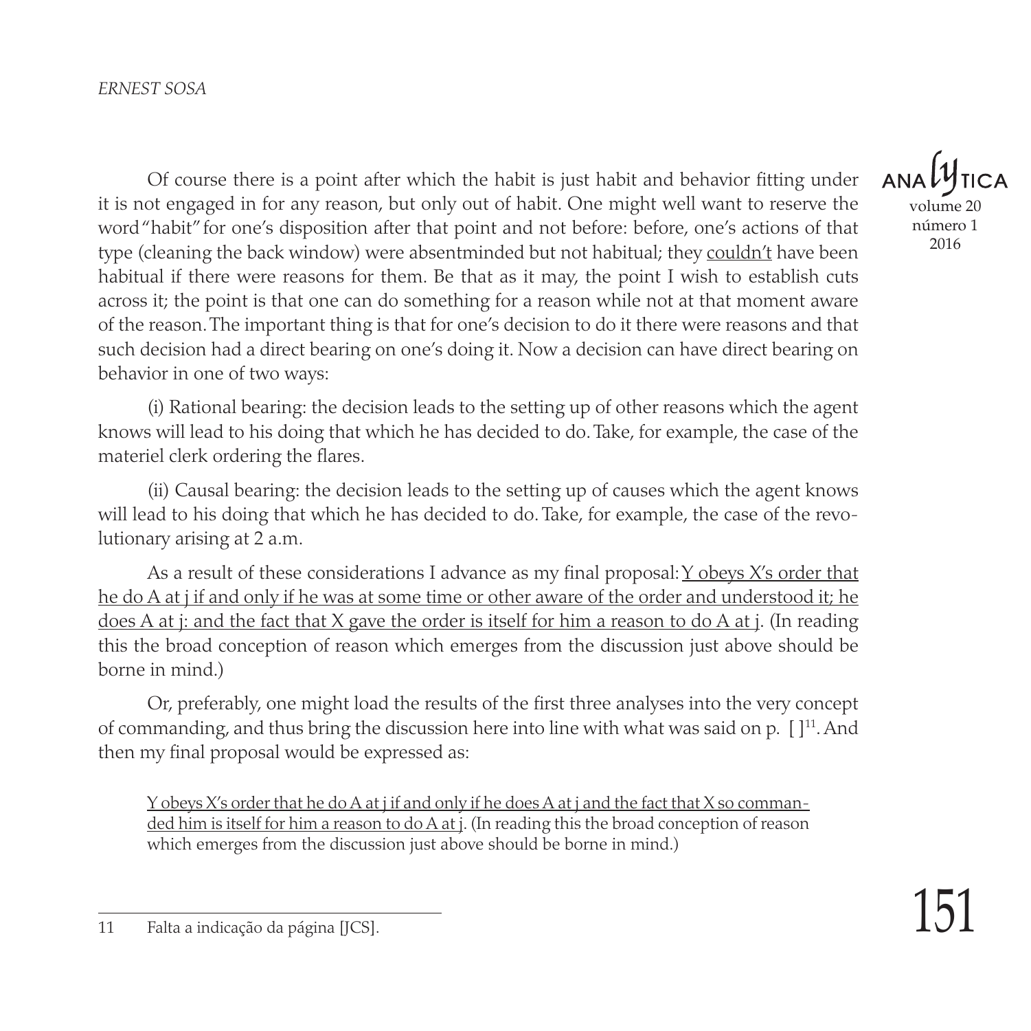Of course there is a point after which the habit is just habit and behavior fitting under it is not engaged in for any reason, but only out of habit. One might well want to reserve the word "habit" for one's disposition after that point and not before: before, one's actions of that type (cleaning the back window) were absentminded but not habitual; they <u>couldn't</u> have been habitual if there were reasons for them. Be that as it may, the point I wish to establish cuts across it; the point is that one can do something for a reason while not at that moment aware of the reason. The important thing is that for one's decision to do it there were reasons and that such decision had a direct bearing on one's doing it. Now a decision can have direct bearing on behavior in one of two ways:

(i) Rational bearing: the decision leads to the setting up of other reasons which the agent knows will lead to his doing that which he has decided to do. Take, for example, the case of the materiel clerk ordering the flares.

(ii) Causal bearing: the decision leads to the setting up of causes which the agent knows will lead to his doing that which he has decided to do. Take, for example, the case of the revolutionary arising at 2 a.m.

As a result of these considerations I advance as my final proposal: <u>Y obeys X's order that he do A at j if and only if he was at some time or other aware of the order and understood it; he does A at j: and the fact that X gave the order is itself for him a reason to do A at j</u>. (In reading this the broad conception of reason which emerges from the discussion just above should be borne in mind.)

Or, preferably, one might load the results of the first three analyses into the very concept of commanding, and thus bring the discussion here into line with what was said on p. [ ][11]. And then my final proposal would be expressed as:

> <u>Y obeys X's order that he do A at j if and only if he does A at j and the fact that X so commanded him is itself for him a reason to do A at j</u>. (In reading this the broad conception of reason which emerges from the discussion just above should be borne in mind.)

---

11 Falta a indicação da página [JCS].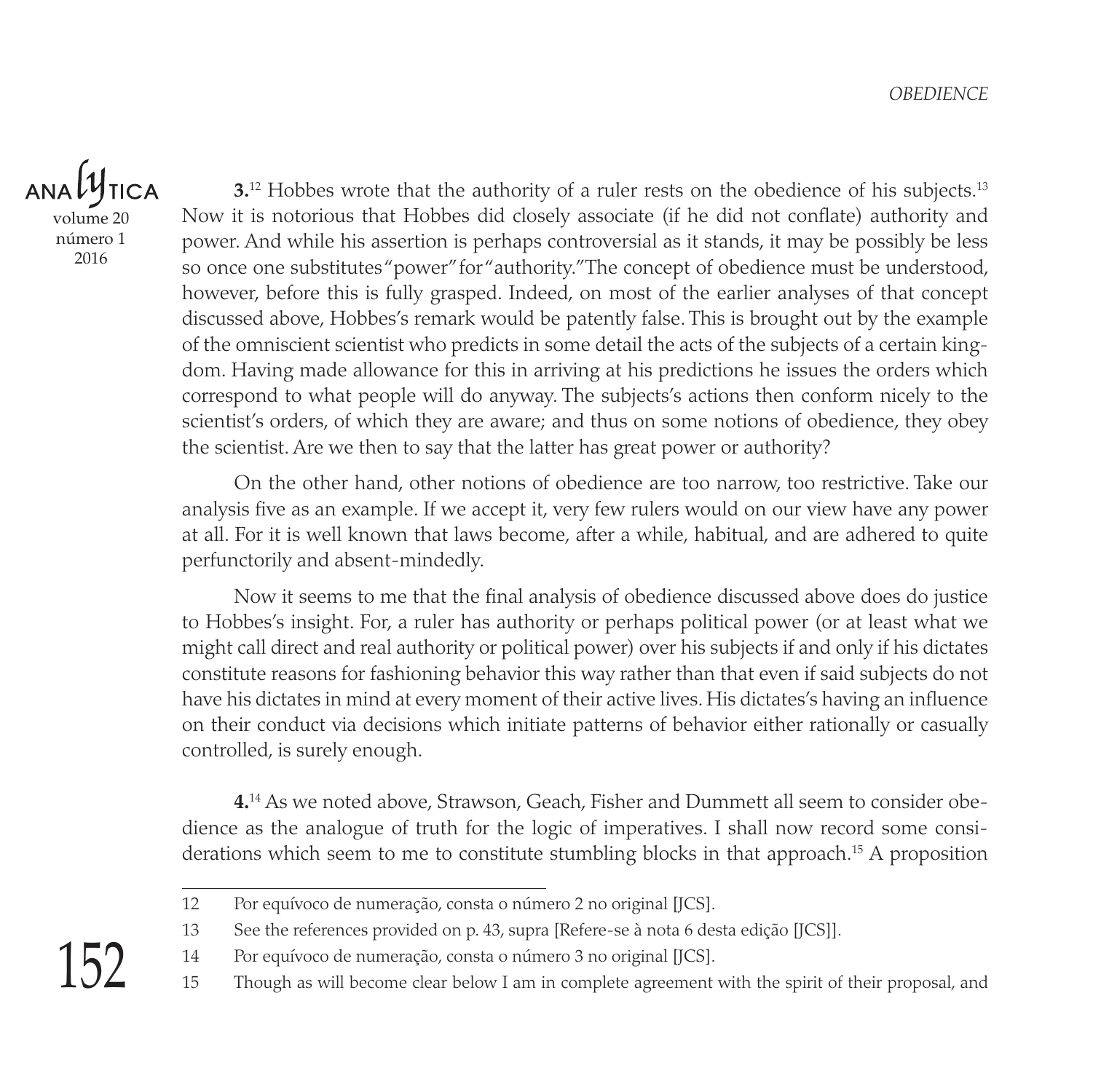**3.**[12] Hobbes wrote that the authority of a ruler rests on the obedience of his subjects.[13] Now it is notorious that Hobbes did closely associate (if he did not conflate) authority and power. And while his assertion is perhaps controversial as it stands, it may be possibly be less so once one substitutes "power" for "authority." The concept of obedience must be understood, however, before this is fully grasped. Indeed, on most of the earlier analyses of that concept discussed above, Hobbes's remark would be patently false. This is brought out by the example of the omniscient scientist who predicts in some detail the acts of the subjects of a certain kingdom. Having made allowance for this in arriving at his predictions he issues the orders which correspond to what people will do anyway. The subjects's actions then conform nicely to the scientist's orders, of which they are aware; and thus on some notions of obedience, they obey the scientist. Are we then to say that the latter has great power or authority?

On the other hand, other notions of obedience are too narrow, too restrictive. Take our analysis five as an example. If we accept it, very few rulers would on our view have any power at all. For it is well known that laws become, after a while, habitual, and are adhered to quite perfunctorily and absent-mindedly.

Now it seems to me that the final analysis of obedience discussed above does do justice to Hobbes's insight. For, a ruler has authority or perhaps political power (or at least what we might call direct and real authority or political power) over his subjects if and only if his dictates constitute reasons for fashioning behavior this way rather than that even if said subjects do not have his dictates in mind at every moment of their active lives. His dictates's having an influence on their conduct via decisions which initiate patterns of behavior either rationally or casually controlled, is surely enough.

**4.**[14] As we noted above, Strawson, Geach, Fisher and Dummett all seem to consider obedience as the analogue of truth for the logic of imperatives. I shall now record some considerations which seem to me to constitute stumbling blocks in that approach.[15] A proposition

---

12 Por equívoco de numeração, consta o número 2 no original [JCS].

13 See the references provided on p. 43, supra [Refere-se à nota 6 desta edição [JCS]].

14 Por equívoco de numeração, consta o número 3 no original [JCS].

15 Though as will become clear below I am in complete agreement with the spirit of their proposal, and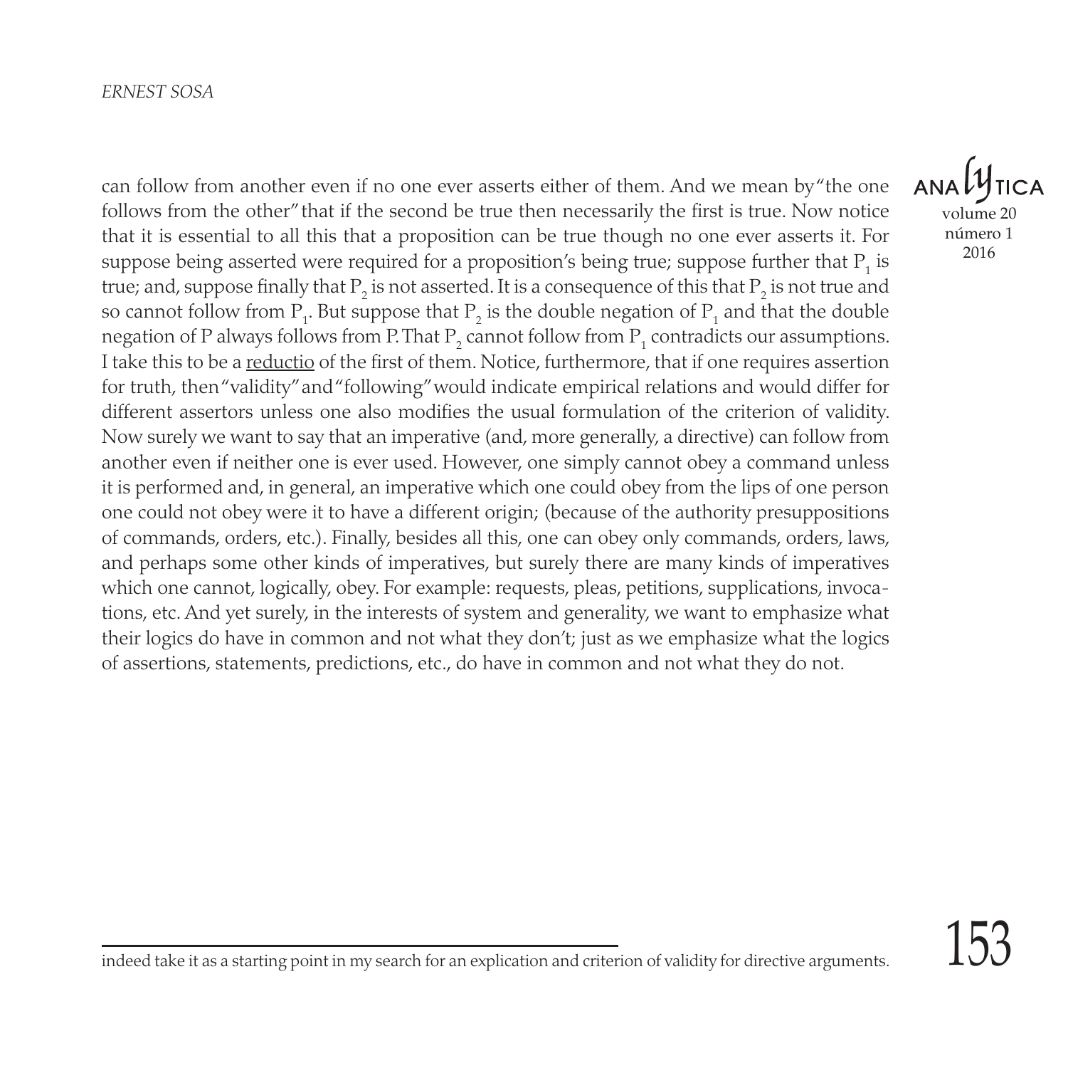can follow from another even if no one ever asserts either of them. And we mean by "the one follows from the other" that if the second be true then necessarily the first is true. Now notice that it is essential to all this that a proposition can be true though no one ever asserts it. For suppose being asserted were required for a proposition's being true; suppose further that $P_1$ is true; and, suppose finally that $P_2$ is not asserted. It is a consequence of this that $P_2$ is not true and so cannot follow from $P_1$. But suppose that $P_2$ is the double negation of $P_1$ and that the double negation of P always follows from P. That $P_2$ cannot follow from $P_1$ contradicts our assumptions. I take this to be a reductio of the first of them. Notice, furthermore, that if one requires assertion for truth, then "validity" and "following" would indicate empirical relations and would differ for different assertors unless one also modifies the usual formulation of the criterion of validity. Now surely we want to say that an imperative (and, more generally, a directive) can follow from another even if neither one is ever used. However, one simply cannot obey a command unless it is performed and, in general, an imperative which one could obey from the lips of one person one could not obey were it to have a different origin; (because of the authority presuppositions of commands, orders, etc.). Finally, besides all this, one can obey only commands, orders, laws, and perhaps some other kinds of imperatives, but surely there are many kinds of imperatives which one cannot, logically, obey. For example: requests, pleas, petitions, supplications, invocations, etc. And yet surely, in the interests of system and generality, we want to emphasize what their logics do have in common and not what they don't; just as we emphasize what the logics of assertions, statements, predictions, etc., do have in common and not what they do not.

---

indeed take it as a starting point in my search for an explication and criterion of validity for directive arguments.